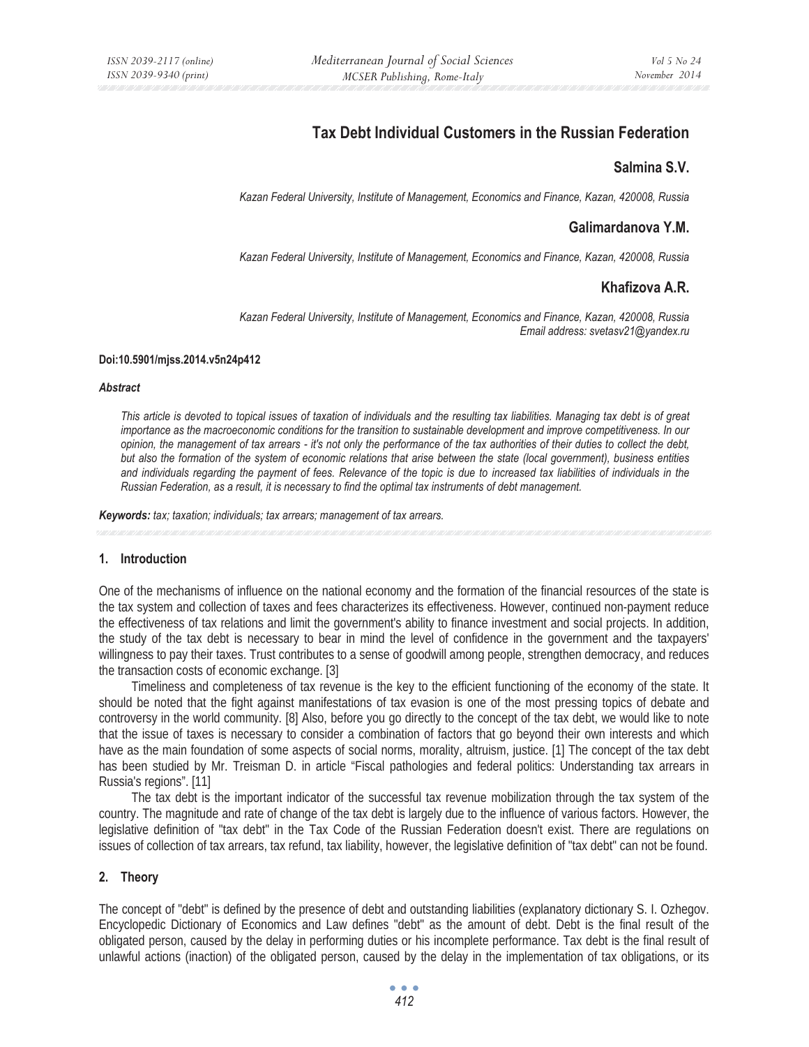# Tax Debt Individual Customers in the Russian Federation

**Salmina S.V.**

*Kazan Federal University, Institute of Management, Economics and Finance, Kazan, 420008, Russia*

**Galimardanova Y.M.**

*Kazan Federal University, Institute of Management, Economics and Finance, Kazan, 420008, Russia*

**Khafizova A.R.**

*Kazan Federal University, Institute of Management, Economics and Finance, Kazan, 420008, Russia*
*Email address: svetasv21@yandex.ru*

**Doi:10.5901/mjss.2014.v5n24p412**

***Abstract***

*This article is devoted to topical issues of taxation of individuals and the resulting tax liabilities. Managing tax debt is of great importance as the macroeconomic conditions for the transition to sustainable development and improve competitiveness. In our opinion, the management of tax arrears - it's not only the performance of the tax authorities of their duties to collect the debt, but also the formation of the system of economic relations that arise between the state (local government), business entities and individuals regarding the payment of fees. Relevance of the topic is due to increased tax liabilities of individuals in the Russian Federation, as a result, it is necessary to find the optimal tax instruments of debt management.*

***Keywords:*** *tax; taxation; individuals; tax arrears; management of tax arrears.*

## 1. Introduction

One of the mechanisms of influence on the national economy and the formation of the financial resources of the state is the tax system and collection of taxes and fees characterizes its effectiveness. However, continued non-payment reduce the effectiveness of tax relations and limit the government's ability to finance investment and social projects. In addition, the study of the tax debt is necessary to bear in mind the level of confidence in the government and the taxpayers' willingness to pay their taxes. Trust contributes to a sense of goodwill among people, strengthen democracy, and reduces the transaction costs of economic exchange. [3]

Timeliness and completeness of tax revenue is the key to the efficient functioning of the economy of the state. It should be noted that the fight against manifestations of tax evasion is one of the most pressing topics of debate and controversy in the world community. [8] Also, before you go directly to the concept of the tax debt, we would like to note that the issue of taxes is necessary to consider a combination of factors that go beyond their own interests and which have as the main foundation of some aspects of social norms, morality, altruism, justice. [1] The concept of the tax debt has been studied by Mr. Treisman D. in article "Fiscal pathologies and federal politics: Understanding tax arrears in Russia's regions". [11]

The tax debt is the important indicator of the successful tax revenue mobilization through the tax system of the country. The magnitude and rate of change of the tax debt is largely due to the influence of various factors. However, the legislative definition of "tax debt" in the Tax Code of the Russian Federation doesn't exist. There are regulations on issues of collection of tax arrears, tax refund, tax liability, however, the legislative definition of "tax debt" can not be found.

## 2. Theory

The concept of "debt" is defined by the presence of debt and outstanding liabilities (explanatory dictionary S. I. Ozhegov. Encyclopedic Dictionary of Economics and Law defines "debt" as the amount of debt. Debt is the final result of the obligated person, caused by the delay in performing duties or his incomplete performance. Tax debt is the final result of unlawful actions (inaction) of the obligated person, caused by the delay in the implementation of tax obligations, or its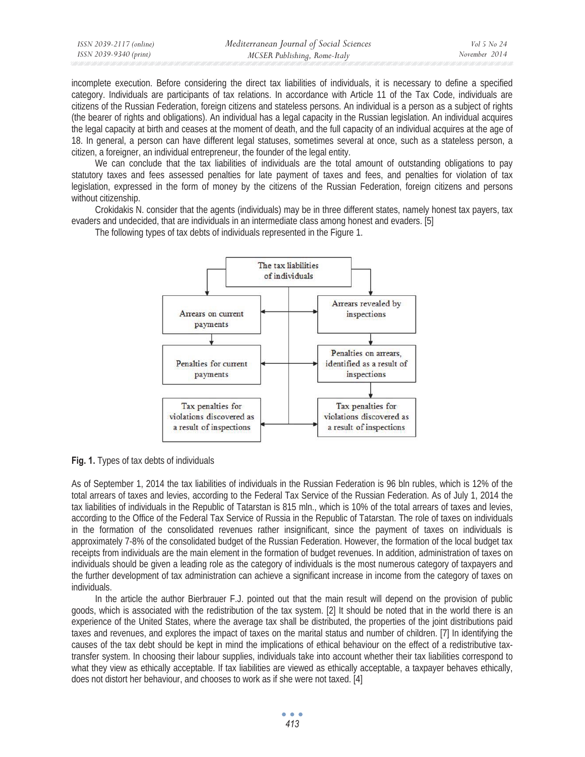incomplete execution. Before considering the direct tax liabilities of individuals, it is necessary to define a specified category. Individuals are participants of tax relations. In accordance with Article 11 of the Tax Code, individuals are citizens of the Russian Federation, foreign citizens and stateless persons. An individual is a person as a subject of rights (the bearer of rights and obligations). An individual has a legal capacity in the Russian legislation. An individual acquires the legal capacity at birth and ceases at the moment of death, and the full capacity of an individual acquires at the age of 18. In general, a person can have different legal statuses, sometimes several at once, such as a stateless person, a citizen, a foreigner, an individual entrepreneur, the founder of the legal entity.

We can conclude that the tax liabilities of individuals are the total amount of outstanding obligations to pay statutory taxes and fees assessed penalties for late payment of taxes and fees, and penalties for violation of tax legislation, expressed in the form of money by the citizens of the Russian Federation, foreign citizens and persons without citizenship.

Crokidakis N. consider that the agents (individuals) may be in three different states, namely honest tax payers, tax evaders and undecided, that are individuals in an intermediate class among honest and evaders. [5]

The following types of tax debts of individuals represented in the Figure 1.

The tax liabilities of individuals

Arrears on current payments | Arrears revealed by inspections

Penalties for current payments | Penalties on arrears, identified as a result of inspections

Tax penalties for violations discovered as a result of inspections | Tax penalties for violations discovered as a result of inspections

**Fig. 1.** Types of tax debts of individuals

As of September 1, 2014 the tax liabilities of individuals in the Russian Federation is 96 bln rubles, which is 12% of the total arrears of taxes and levies, according to the Federal Tax Service of the Russian Federation. As of July 1, 2014 the tax liabilities of individuals in the Republic of Tatarstan is 815 mln., which is 10% of the total arrears of taxes and levies, according to the Office of the Federal Tax Service of Russia in the Republic of Tatarstan. The role of taxes on individuals in the formation of the consolidated revenues rather insignificant, since the payment of taxes on individuals is approximately 7-8% of the consolidated budget of the Russian Federation. However, the formation of the local budget tax receipts from individuals are the main element in the formation of budget revenues. In addition, administration of taxes on individuals should be given a leading role as the category of individuals is the most numerous category of taxpayers and the further development of tax administration can achieve a significant increase in income from the category of taxes on individuals.

In the article the author Bierbrauer F.J. pointed out that the main result will depend on the provision of public goods, which is associated with the redistribution of the tax system. [2] It should be noted that in the world there is an experience of the United States, where the average tax shall be distributed, the properties of the joint distributions paid taxes and revenues, and explores the impact of taxes on the marital status and number of children. [7] In identifying the causes of the tax debt should be kept in mind the implications of ethical behaviour on the effect of a redistributive tax-transfer system. In choosing their labour supplies, individuals take into account whether their tax liabilities correspond to what they view as ethically acceptable. If tax liabilities are viewed as ethically acceptable, a taxpayer behaves ethically, does not distort her behaviour, and chooses to work as if she were not taxed. [4]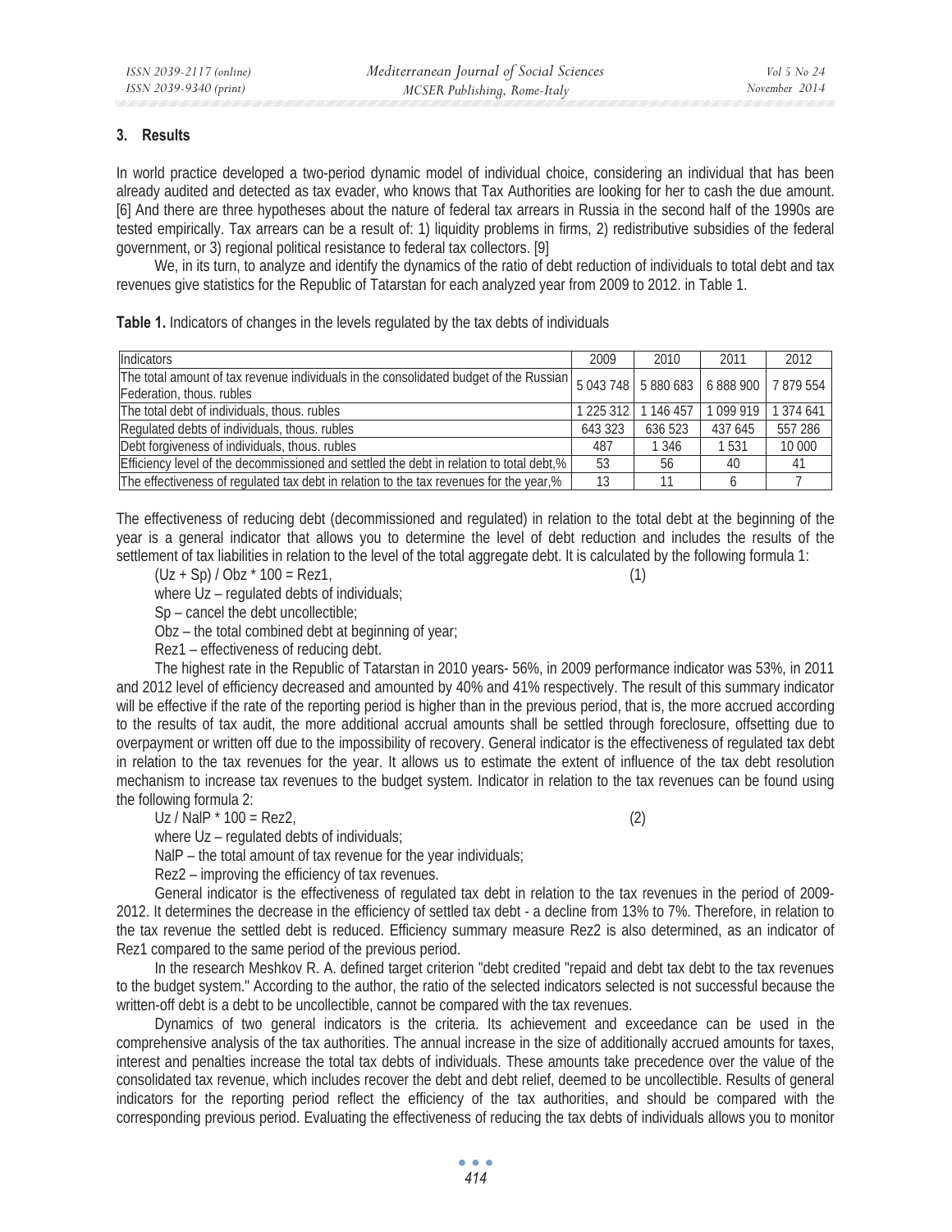## 3. Results

In world practice developed a two-period dynamic model of individual choice, considering an individual that has been already audited and detected as tax evader, who knows that Tax Authorities are looking for her to cash the due amount. [6] And there are three hypotheses about the nature of federal tax arrears in Russia in the second half of the 1990s are tested empirically. Tax arrears can be a result of: 1) liquidity problems in firms, 2) redistributive subsidies of the federal government, or 3) regional political resistance to federal tax collectors. [9]

We, in its turn, to analyze and identify the dynamics of the ratio of debt reduction of individuals to total debt and tax revenues give statistics for the Republic of Tatarstan for each analyzed year from 2009 to 2012. in Table 1.

**Table 1.** Indicators of changes in the levels regulated by the tax debts of individuals

| Indicators | 2009 | 2010 | 2011 | 2012 |
|---|---|---|---|---|
| The total amount of tax revenue individuals in the consolidated budget of the Russian Federation, thous. rubles | 5 043 748 | 5 880 683 | 6 888 900 | 7 879 554 |
| The total debt of individuals, thous. rubles | 1 225 312 | 1 146 457 | 1 099 919 | 1 374 641 |
| Regulated debts of individuals, thous. rubles | 643 323 | 636 523 | 437 645 | 557 286 |
| Debt forgiveness of individuals, thous. rubles | 487 | 1 346 | 1 531 | 10 000 |
| Efficiency level of the decommissioned and settled the debt in relation to total debt,% | 53 | 56 | 40 | 41 |
| The effectiveness of regulated tax debt in relation to the tax revenues for the year,% | 13 | 11 | 6 | 7 |

The effectiveness of reducing debt (decommissioned and regulated) in relation to the total debt at the beginning of the year is a general indicator that allows you to determine the level of debt reduction and includes the results of the settlement of tax liabilities in relation to the level of the total aggregate debt. It is calculated by the following formula 1:

$$(Uz + Sp) / Obz * 100 = Rez1, \quad (1)$$

where Uz – regulated debts of individuals;

Sp – cancel the debt uncollectible;

Obz – the total combined debt at beginning of year;

Rez1 – effectiveness of reducing debt.

The highest rate in the Republic of Tatarstan in 2010 years- 56%, in 2009 performance indicator was 53%, in 2011 and 2012 level of efficiency decreased and amounted by 40% and 41% respectively. The result of this summary indicator will be effective if the rate of the reporting period is higher than in the previous period, that is, the more accrued according to the results of tax audit, the more additional accrual amounts shall be settled through foreclosure, offsetting due to overpayment or written off due to the impossibility of recovery. General indicator is the effectiveness of regulated tax debt in relation to the tax revenues for the year. It allows us to estimate the extent of influence of the tax debt resolution mechanism to increase tax revenues to the budget system. Indicator in relation to the tax revenues can be found using the following formula 2:

$$Uz / NalP * 100 = Rez2, \quad (2)$$

where Uz – regulated debts of individuals;

NalP – the total amount of tax revenue for the year individuals;

Rez2 – improving the efficiency of tax revenues.

General indicator is the effectiveness of regulated tax debt in relation to the tax revenues in the period of 2009-2012. It determines the decrease in the efficiency of settled tax debt - a decline from 13% to 7%. Therefore, in relation to the tax revenue the settled debt is reduced. Efficiency summary measure Rez2 is also determined, as an indicator of Rez1 compared to the same period of the previous period.

In the research Meshkov R. A. defined target criterion "debt credited "repaid and debt tax debt to the tax revenues to the budget system." According to the author, the ratio of the selected indicators selected is not successful because the written-off debt is a debt to be uncollectible, cannot be compared with the tax revenues.

Dynamics of two general indicators is the criteria. Its achievement and exceedance can be used in the comprehensive analysis of the tax authorities. The annual increase in the size of additionally accrued amounts for taxes, interest and penalties increase the total tax debts of individuals. These amounts take precedence over the value of the consolidated tax revenue, which includes recover the debt and debt relief, deemed to be uncollectible. Results of general indicators for the reporting period reflect the efficiency of the tax authorities, and should be compared with the corresponding previous period. Evaluating the effectiveness of reducing the tax debts of individuals allows you to monitor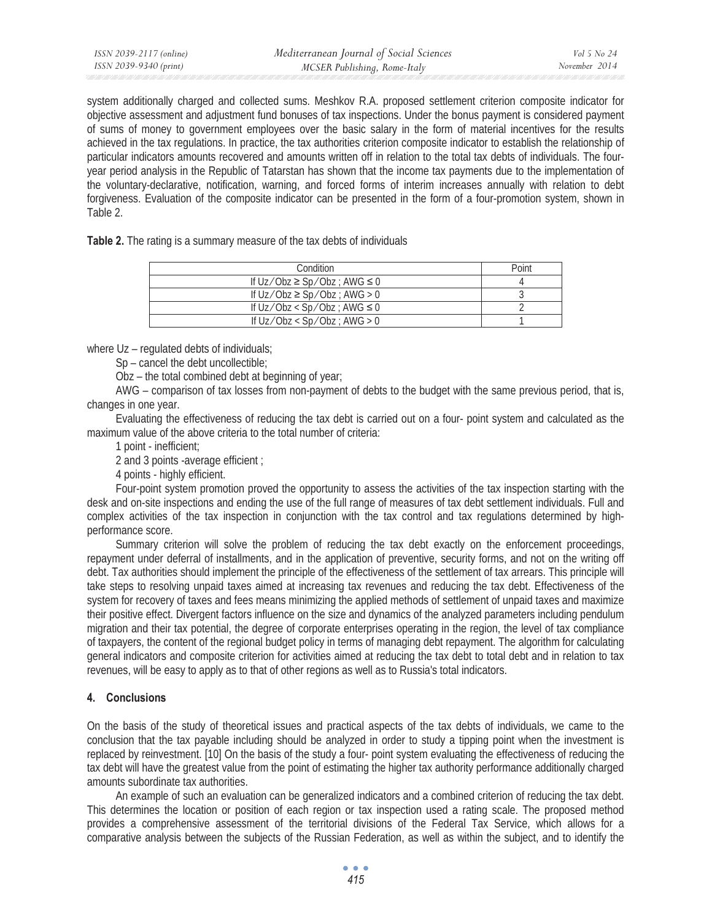system additionally charged and collected sums. Meshkov R.A. proposed settlement criterion composite indicator for objective assessment and adjustment fund bonuses of tax inspections. Under the bonus payment is considered payment of sums of money to government employees over the basic salary in the form of material incentives for the results achieved in the tax regulations. In practice, the tax authorities criterion composite indicator to establish the relationship of particular indicators amounts recovered and amounts written off in relation to the total tax debts of individuals. The four-year period analysis in the Republic of Tatarstan has shown that the income tax payments due to the implementation of the voluntary-declarative, notification, warning, and forced forms of interim increases annually with relation to debt forgiveness. Evaluation of the composite indicator can be presented in the form of a four-promotion system, shown in Table 2.

**Table 2.** The rating is a summary measure of the tax debts of individuals

| Condition | Point |
|---|---|
| If $Uz/Obz \geq Sp/Obz$ ; $AWG \leq 0$ | 4 |
| If $Uz/Obz \geq Sp/Obz$ ; $AWG > 0$ | 3 |
| If $Uz/Obz < Sp/Obz$ ; $AWG \leq 0$ | 2 |
| If $Uz/Obz < Sp/Obz$ ; $AWG > 0$ | 1 |

where Uz – regulated debts of individuals;

Sp – cancel the debt uncollectible;

Obz – the total combined debt at beginning of year;

AWG – comparison of tax losses from non-payment of debts to the budget with the same previous period, that is, changes in one year.

Evaluating the effectiveness of reducing the tax debt is carried out on a four- point system and calculated as the maximum value of the above criteria to the total number of criteria:

1 point - inefficient;

2 and 3 points -average efficient ;

4 points - highly efficient.

Four-point system promotion proved the opportunity to assess the activities of the tax inspection starting with the desk and on-site inspections and ending the use of the full range of measures of tax debt settlement individuals. Full and complex activities of the tax inspection in conjunction with the tax control and tax regulations determined by high-performance score.

Summary criterion will solve the problem of reducing the tax debt exactly on the enforcement proceedings, repayment under deferral of installments, and in the application of preventive, security forms, and not on the writing off debt. Tax authorities should implement the principle of the effectiveness of the settlement of tax arrears. This principle will take steps to resolving unpaid taxes aimed at increasing tax revenues and reducing the tax debt. Effectiveness of the system for recovery of taxes and fees means minimizing the applied methods of settlement of unpaid taxes and maximize their positive effect. Divergent factors influence on the size and dynamics of the analyzed parameters including pendulum migration and their tax potential, the degree of corporate enterprises operating in the region, the level of tax compliance of taxpayers, the content of the regional budget policy in terms of managing debt repayment. The algorithm for calculating general indicators and composite criterion for activities aimed at reducing the tax debt to total debt and in relation to tax revenues, will be easy to apply as to that of other regions as well as to Russia's total indicators.

## 4. Conclusions

On the basis of the study of theoretical issues and practical aspects of the tax debts of individuals, we came to the conclusion that the tax payable including should be analyzed in order to study a tipping point when the investment is replaced by reinvestment. [10] On the basis of the study a four- point system evaluating the effectiveness of reducing the tax debt will have the greatest value from the point of estimating the higher tax authority performance additionally charged amounts subordinate tax authorities.

An example of such an evaluation can be generalized indicators and a combined criterion of reducing the tax debt. This determines the location or position of each region or tax inspection used a rating scale. The proposed method provides a comprehensive assessment of the territorial divisions of the Federal Tax Service, which allows for a comparative analysis between the subjects of the Russian Federation, as well as within the subject, and to identify the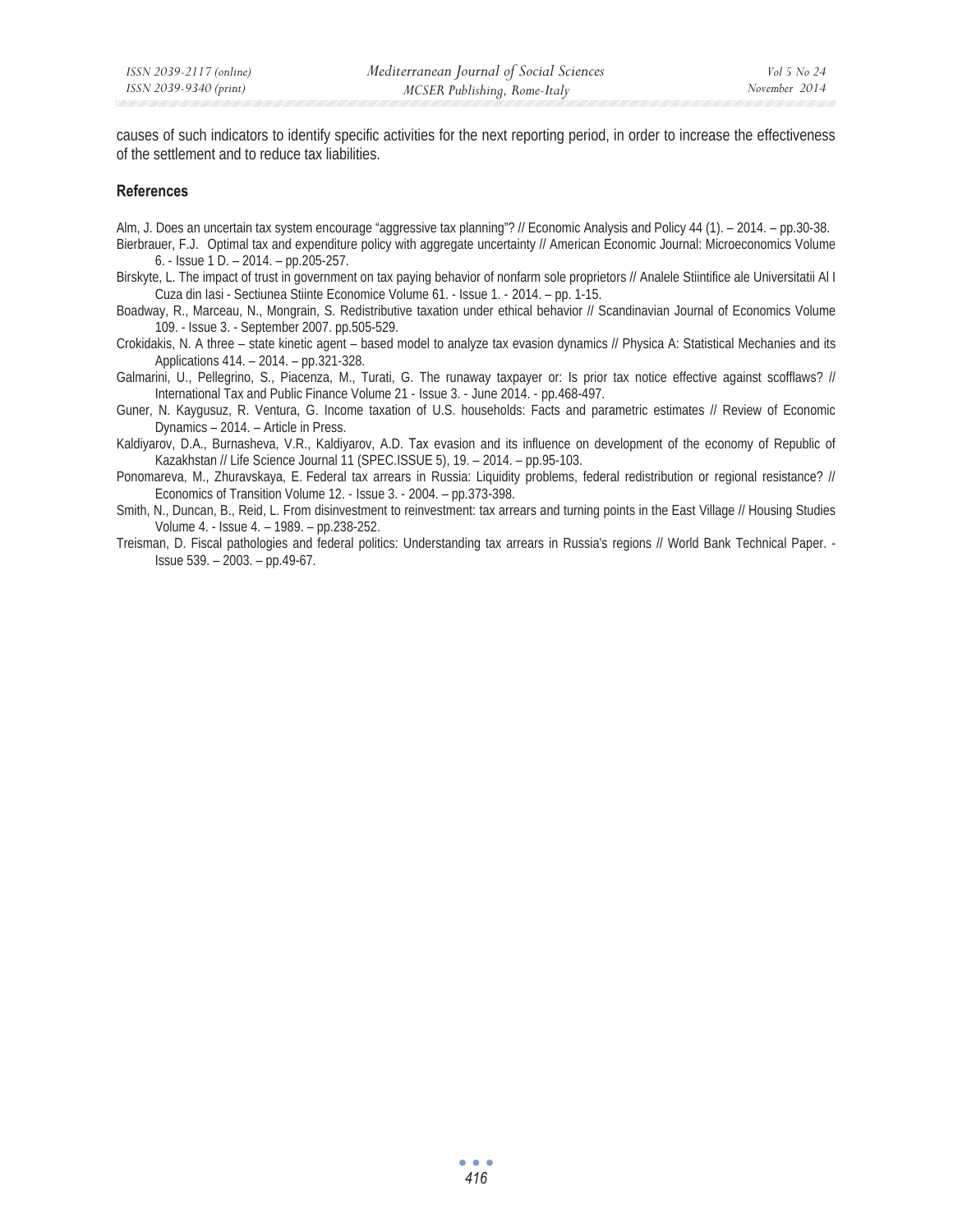causes of such indicators to identify specific activities for the next reporting period, in order to increase the effectiveness of the settlement and to reduce tax liabilities.

## References

Alm, J. Does an uncertain tax system encourage "aggressive tax planning"? // Economic Analysis and Policy 44 (1). – 2014. – pp.30-38.

Bierbrauer, F.J. Optimal tax and expenditure policy with aggregate uncertainty // American Economic Journal: Microeconomics Volume 6. - Issue 1 D. – 2014. – pp.205-257.

Birskyte, L. The impact of trust in government on tax paying behavior of nonfarm sole proprietors // Analele Stiintifice ale Universitatii Al I Cuza din Iasi - Sectiunea Stiinte Economice Volume 61. - Issue 1. - 2014. – pp. 1-15.

Boadway, R., Marceau, N., Mongrain, S. Redistributive taxation under ethical behavior // Scandinavian Journal of Economics Volume 109. - Issue 3. - September 2007. pp.505-529.

Crokidakis, N. A three – state kinetic agent – based model to analyze tax evasion dynamics // Physica A: Statistical Mechanies and its Applications 414. – 2014. – pp.321-328.

Galmarini, U., Pellegrino, S., Piacenza, M., Turati, G. The runaway taxpayer or: Is prior tax notice effective against scofflaws? // International Tax and Public Finance Volume 21 - Issue 3. - June 2014. - pp.468-497.

Guner, N. Kaygusuz, R. Ventura, G. Income taxation of U.S. households: Facts and parametric estimates // Review of Economic Dynamics – 2014. – Article in Press.

Kaldiyarov, D.A., Burnasheva, V.R., Kaldiyarov, A.D. Tax evasion and its influence on development of the economy of Republic of Kazakhstan // Life Science Journal 11 (SPEC.ISSUE 5), 19. – 2014. – pp.95-103.

Ponomareva, M., Zhuravskaya, E. Federal tax arrears in Russia: Liquidity problems, federal redistribution or regional resistance? // Economics of Transition Volume 12. - Issue 3. - 2004. – pp.373-398.

Smith, N., Duncan, B., Reid, L. From disinvestment to reinvestment: tax arrears and turning points in the East Village // Housing Studies Volume 4. - Issue 4. – 1989. – pp.238-252.

Treisman, D. Fiscal pathologies and federal politics: Understanding tax arrears in Russia's regions // World Bank Technical Paper. - Issue 539. – 2003. – pp.49-67.